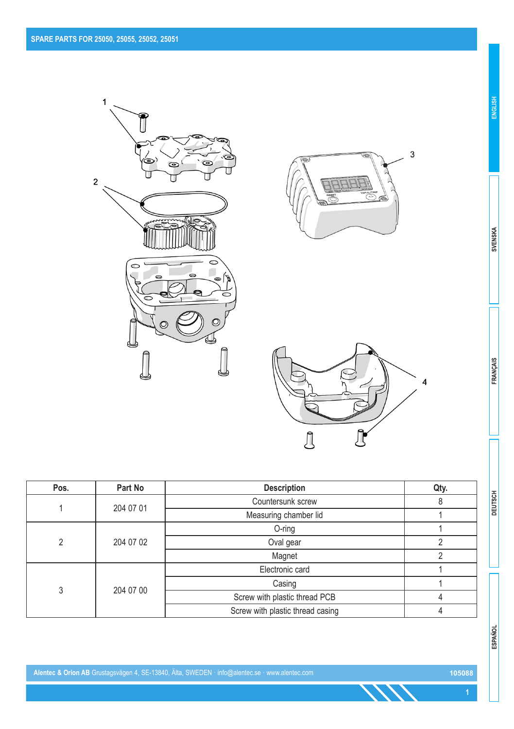# SPARE PARTS FOR 25050, 25055, 25052, 25051

| Pos. | Part No | Description | Qty. |
|---|---|---|---|
| 1 | 204 07 01 | Countersunk screw | 8 |
| | | Measuring chamber lid | 1 |
| 2 | 204 07 02 | O-ring | 1 |
| | | Oval gear | 2 |
| | | Magnet | 2 |
| 3 | 204 07 00 | Electronic card | 1 |
| | | Casing | 1 |
| | | Screw with plastic thread PCB | 4 |
| | | Screw with plastic thread casing | 4 |

**Alentec & Orion AB** Grustagsvägen 4, SE-13840, Älta, SWEDEN · info@alentec.se · www.alentec.com

105088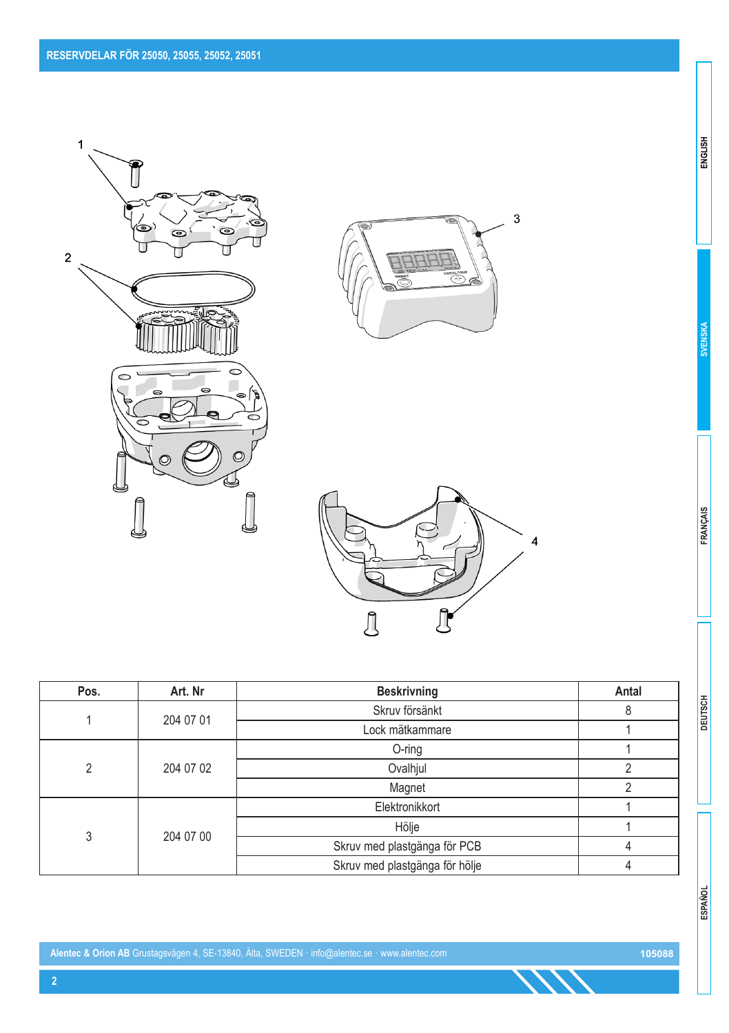## RESERVDELAR FÖR 25050, 25055, 25052, 25051

| Pos. | Art. Nr | Beskrivning | Antal |
|---|---|---|---|
| 1 | 204 07 01 | Skruv försänkt | 8 |
| | | Lock mätkammare | 1 |
| 2 | 204 07 02 | O-ring | 1 |
| | | Ovalhjul | 2 |
| | | Magnet | 2 |
| 3 | 204 07 00 | Elektronikkort | 1 |
| | | Hölje | 1 |
| | | Skruv med plastgänga för PCB | 4 |
| | | Skruv med plastgänga för hölje | 4 |

**Alentec & Orion AB** Grustagsvägen 4, SE-13840, Älta, SWEDEN · info@alentec.se · www.alentec.com

105088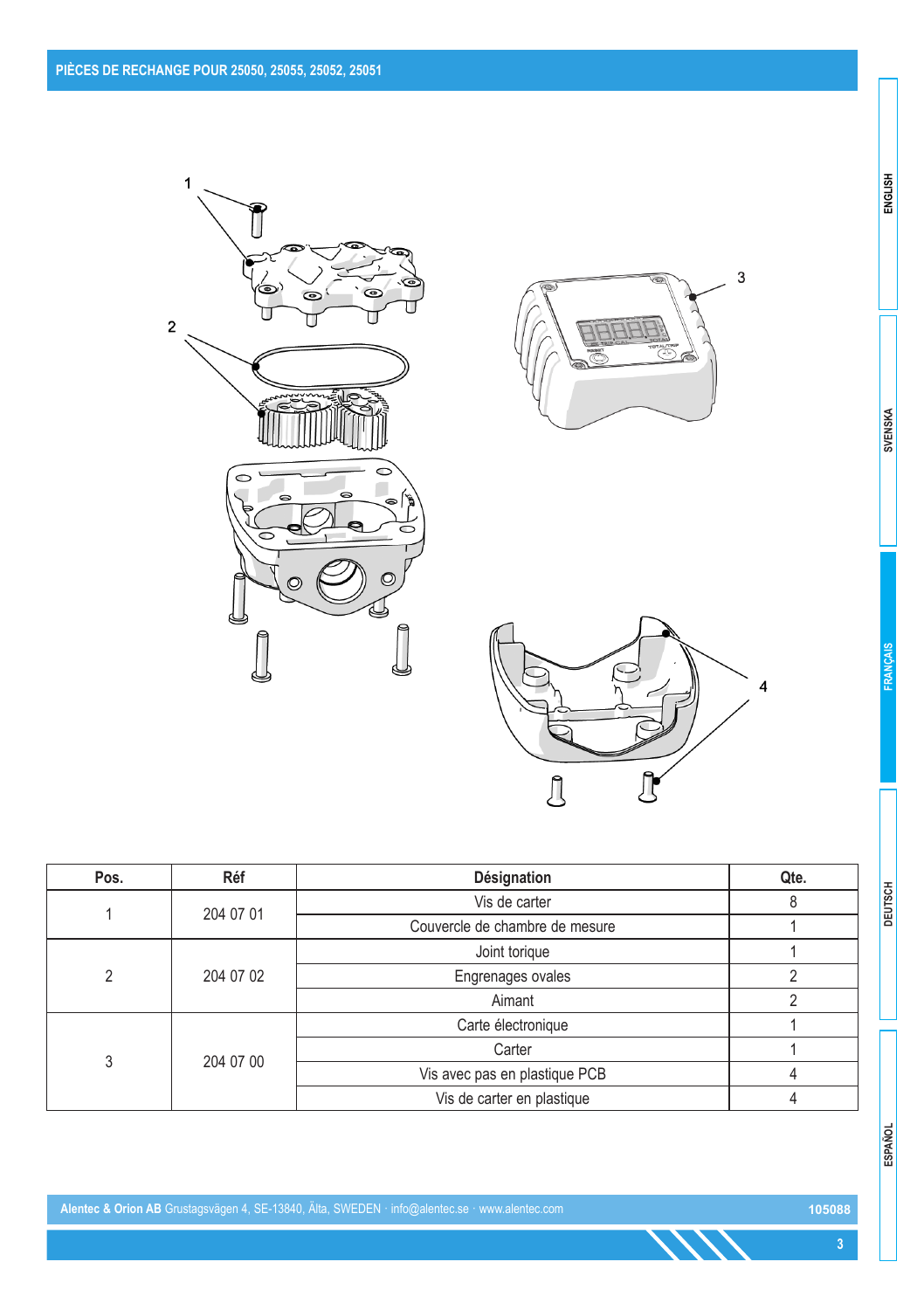# PIÈCES DE RECHANGE POUR 25050, 25055, 25052, 25051

| Pos. | Réf | Désignation | Qte. |
|---|---|---|---|
| 1 | 204 07 01 | Vis de carter | 8 |
| | | Couvercle de chambre de mesure | 1 |
| 2 | 204 07 02 | Joint torique | 1 |
| | | Engrenages ovales | 2 |
| | | Aimant | 2 |
| 3 | 204 07 00 | Carte électronique | 1 |
| | | Carter | 1 |
| | | Vis avec pas en plastique PCB | 4 |
| | | Vis de carter en plastique | 4 |

**Alentec & Orion AB** Grustagsvägen 4, SE-13840, Älta, SWEDEN · info@alentec.se · www.alentec.com

105088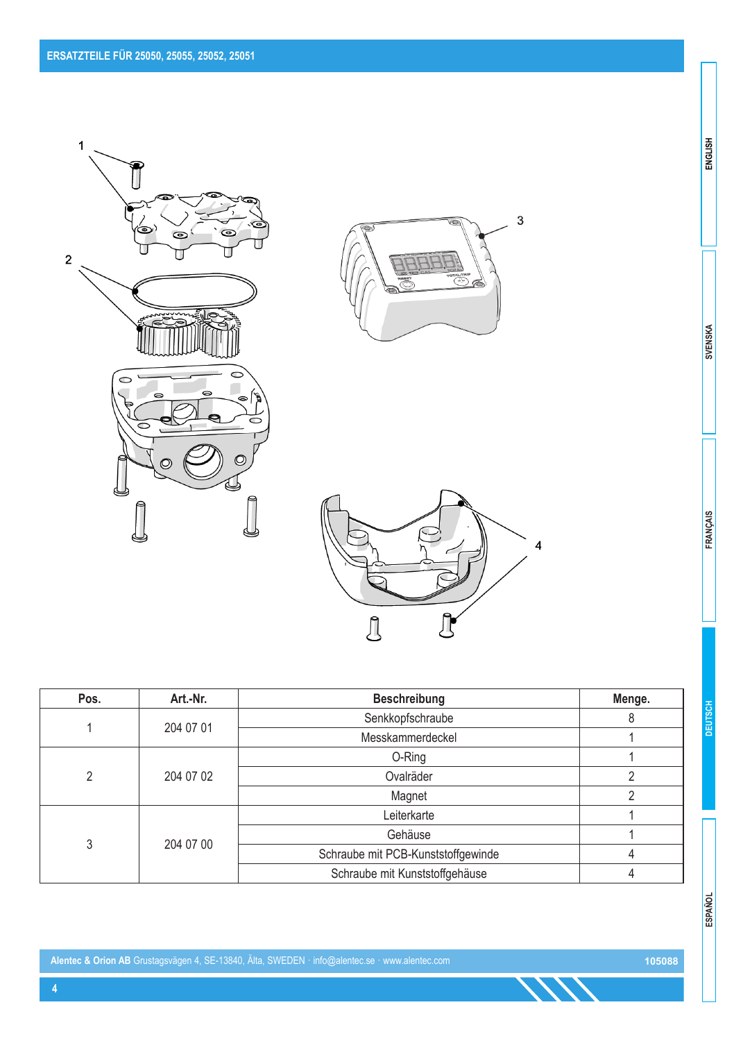## ERSATZTEILE FÜR 25050, 25055, 25052, 25051

| Pos. | Art.-Nr. | Beschreibung | Menge. |
|---|---|---|---|
| 1 | 204 07 01 | Senkkopfschraube | 8 |
| | | Messkammerdeckel | 1 |
| 2 | 204 07 02 | O-Ring | 1 |
| | | Ovalräder | 2 |
| | | Magnet | 2 |
| 3 | 204 07 00 | Leiterkarte | 1 |
| | | Gehäuse | 1 |
| | | Schraube mit PCB-Kunststoffgewinde | 4 |
| | | Schraube mit Kunststoffgehäuse | 4 |

**Alentec & Orion AB** Grustagsvägen 4, SE-13840, Älta, SWEDEN · info@alentec.se · www.alentec.com

105088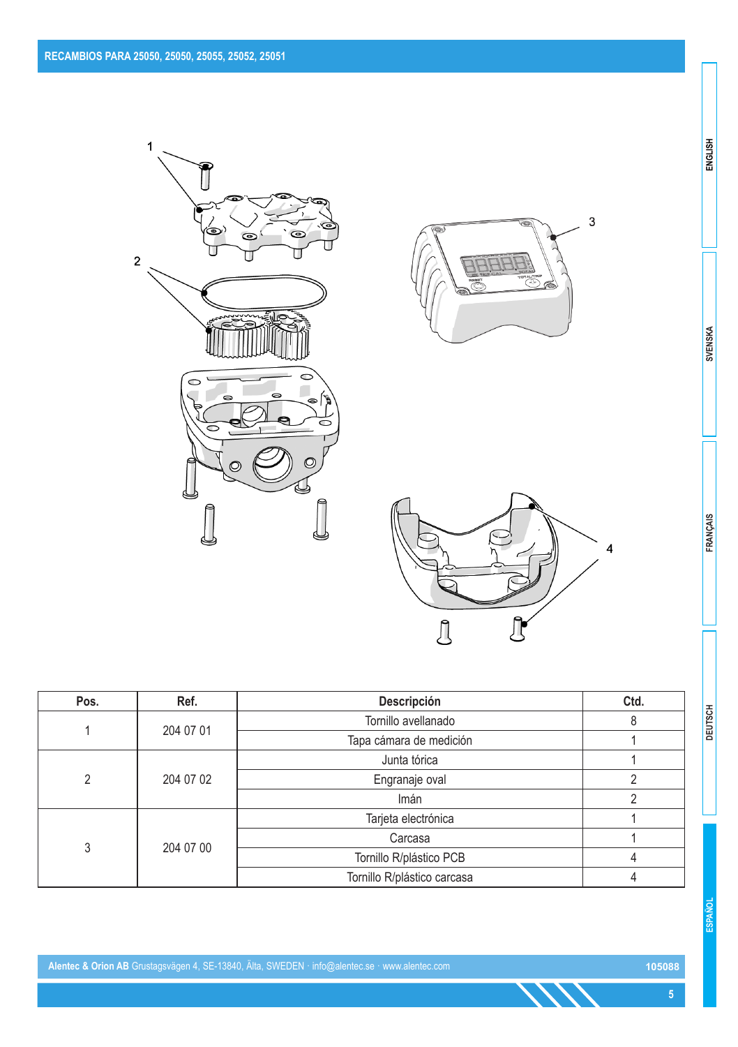## RECAMBIOS PARA 25050, 25050, 25055, 25052, 25051

1

2

3

4

| Pos. | Ref. | Descripción | Ctd. |
|---|---|---|---|
| 1 | 204 07 01 | Tornillo avellanado | 8 |
| | | Tapa cámara de medición | 1 |
| 2 | 204 07 02 | Junta tórica | 1 |
| | | Engranaje oval | 2 |
| | | Imán | 2 |
| 3 | 204 07 00 | Tarjeta electrónica | 1 |
| | | Carcasa | 1 |
| | | Tornillo R/plástico PCB | 4 |
| | | Tornillo R/plástico carcasa | 4 |

**Alentec & Orion AB** Grustagsvägen 4, SE-13840, Älta, SWEDEN · info@alentec.se · www.alentec.com

105088